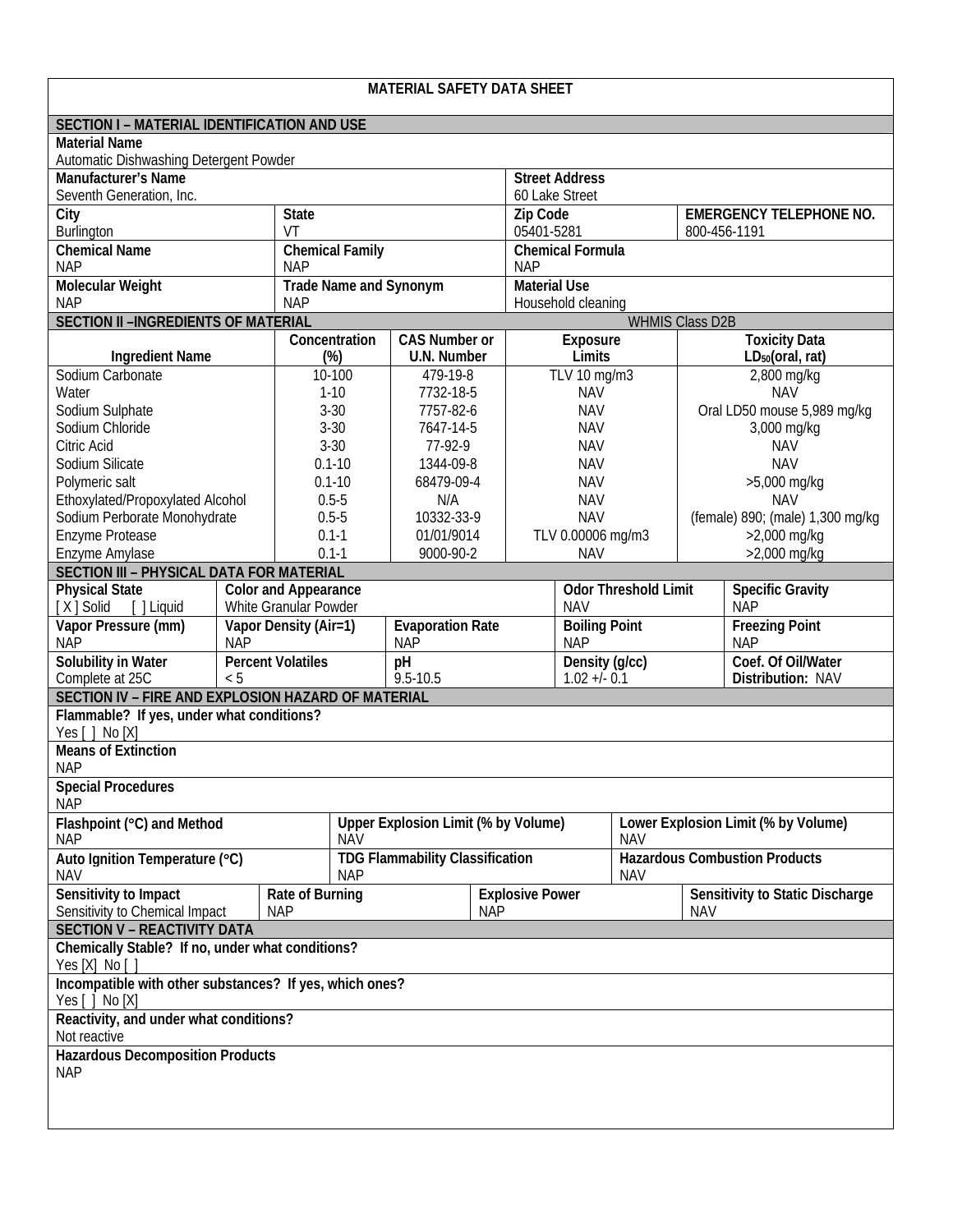# MATERIAL SAFETY DATA SHEET

## SECTION I – MATERIAL IDENTIFICATION AND USE

**Material Name**
Automatic Dishwashing Detergent Powder

| **Manufacturer's Name** | | **Street Address** | |
|---|---|---|---|
| Seventh Generation, Inc. | | 60 Lake Street | |
| **City** | **State** | **Zip Code** | **EMERGENCY TELEPHONE NO.** |
| Burlington | VT | 05401-5281 | 800-456-1191 |
| **Chemical Name** | **Chemical Family** | **Chemical Formula** | |
| NAP | NAP | NAP | |
| **Molecular Weight** | **Trade Name and Synonym** | **Material Use** | |
| NAP | NAP | Household cleaning | |

## SECTION II –INGREDIENTS OF MATERIAL

WHMIS Class D2B

| Ingredient Name | Concentration (%) | CAS Number or U.N. Number | Exposure Limits | Toxicity Data $LD_{50}$(oral, rat) |
|---|---|---|---|---|
| Sodium Carbonate | 10-100 | 479-19-8 | TLV 10 mg/m3 | 2,800 mg/kg |
| Water | 1-10 | 7732-18-5 | NAV | NAV |
| Sodium Sulphate | 3-30 | 7757-82-6 | NAV | Oral LD50 mouse 5,989 mg/kg |
| Sodium Chloride | 3-30 | 7647-14-5 | NAV | 3,000 mg/kg |
| Citric Acid | 3-30 | 77-92-9 | NAV | NAV |
| Sodium Silicate | 0.1-10 | 1344-09-8 | NAV | NAV |
| Polymeric salt | 0.1-10 | 68479-09-4 | NAV | >5,000 mg/kg |
| Ethoxylated/Propoxylated Alcohol | 0.5-5 | N/A | NAV | NAV |
| Sodium Perborate Monohydrate | 0.5-5 | 10332-33-9 | NAV | (female) 890; (male) 1,300 mg/kg |
| Enzyme Protease | 0.1-1 | 01/01/9014 | TLV 0.00006 mg/m3 | >2,000 mg/kg |
| Enzyme Amylase | 0.1-1 | 9000-90-2 | NAV | >2,000 mg/kg |

## SECTION III – PHYSICAL DATA FOR MATERIAL

| **Physical State** | **Color and Appearance** | | **Odor Threshold Limit** | **Specific Gravity** |
|---|---|---|---|---|
| [ X ] Solid [ ] Liquid | White Granular Powder | | NAV | NAP |
| **Vapor Pressure (mm)** | **Vapor Density (Air=1)** | **Evaporation Rate** | **Boiling Point** | **Freezing Point** |
| NAP | NAP | NAP | NAP | NAP |
| **Solubility in Water** | **Percent Volatiles** | **pH** | **Density (g/cc)** | **Coef. Of Oil/Water Distribution:** NAV |
| Complete at 25C | < 5 | 9.5-10.5 | 1.02 +/- 0.1 | |

## SECTION IV – FIRE AND EXPLOSION HAZARD OF MATERIAL

**Flammable? If yes, under what conditions?**
Yes [ ] No [X]

**Means of Extinction**
NAP

**Special Procedures**
NAP

| **Flashpoint (°C) and Method** | **Upper Explosion Limit (% by Volume)** | **Lower Explosion Limit (% by Volume)** |
|---|---|---|
| NAP | NAV | NAV |
| **Auto Ignition Temperature (°C)** | **TDG Flammability Classification** | **Hazardous Combustion Products** |
| NAV | NAP | NAV |

| **Sensitivity to Impact** | **Rate of Burning** | **Explosive Power** | **Sensitivity to Static Discharge** |
|---|---|---|---|
| Sensitivity to Chemical Impact | NAP | NAP | NAV |

## SECTION V – REACTIVITY DATA

**Chemically Stable? If no, under what conditions?**
Yes [X] No [ ]

**Incompatible with other substances? If yes, which ones?**
Yes [ ] No [X]

**Reactivity, and under what conditions?**
Not reactive

**Hazardous Decomposition Products**
NAP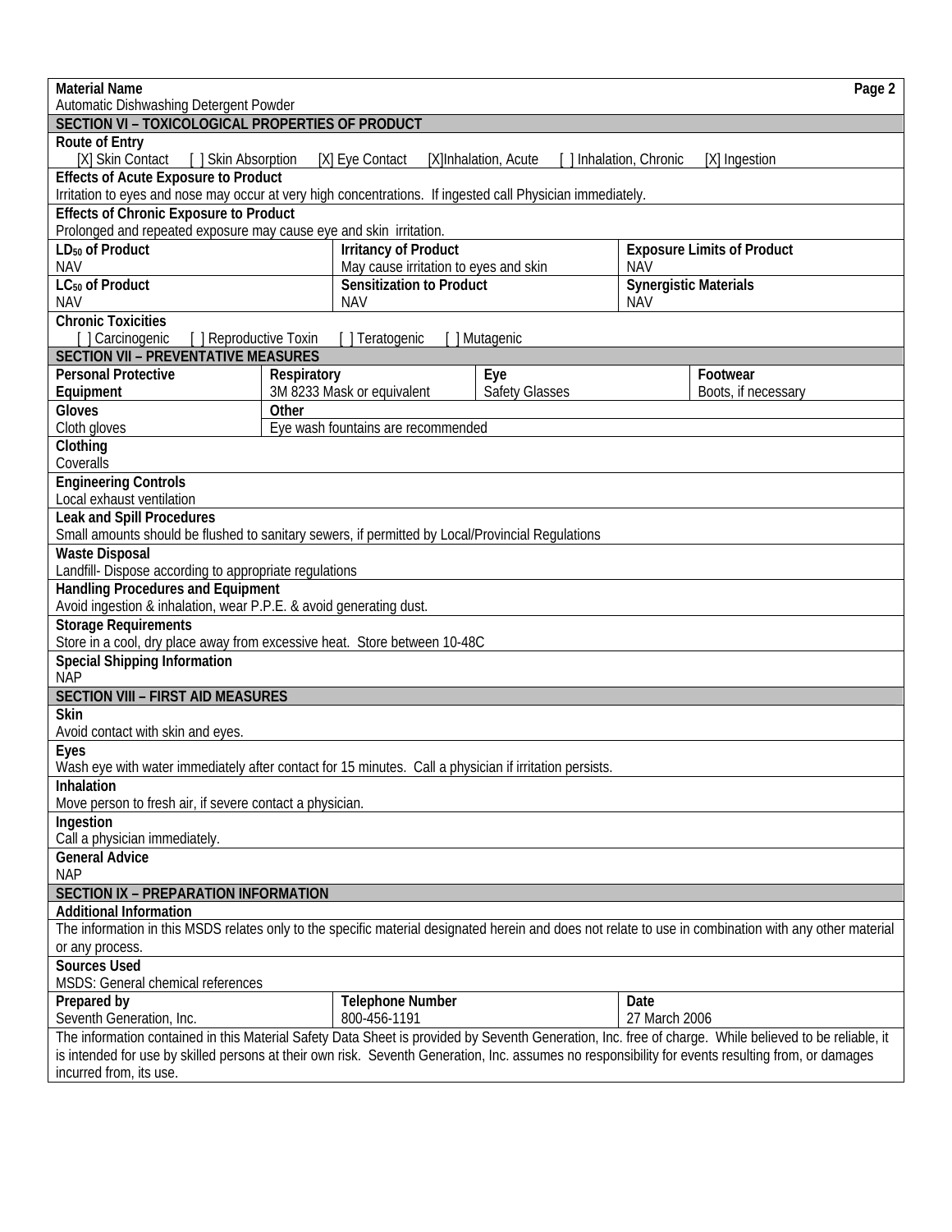**Material Name**
Automatic Dishwashing Detergent Powder

## SECTION VI – TOXICOLOGICAL PROPERTIES OF PRODUCT

**Route of Entry**
[X] Skin Contact   [ ] Skin Absorption   [X] Eye Contact   [X]Inhalation, Acute   [ ] Inhalation, Chronic   [X] Ingestion

**Effects of Acute Exposure to Product**
Irritation to eyes and nose may occur at very high concentrations. If ingested call Physician immediately.

**Effects of Chronic Exposure to Product**
Prolonged and repeated exposure may cause eye and skin irritation.

| | | |
|---|---|---|
| **$LD_{50}$ of Product** | **Irritancy of Product** | **Exposure Limits of Product** |
| NAV | May cause irritation to eyes and skin | NAV |
| **$LC_{50}$ of Product** | **Sensitization to Product** | **Synergistic Materials** |
| NAV | NAV | NAV |

**Chronic Toxicities**
[ ] Carcinogenic   [ ] Reproductive Toxin   [ ] Teratogenic   [ ] Mutagenic

## SECTION VII – PREVENTATIVE MEASURES

| | | | |
|---|---|---|---|
| **Personal Protective Equipment** | **Respiratory** 3M 8233 Mask or equivalent | **Eye** Safety Glasses | **Footwear** Boots, if necessary |
| **Gloves** Cloth gloves | **Other** Eye wash fountains are recommended | | |

**Clothing**
Coveralls

**Engineering Controls**
Local exhaust ventilation

**Leak and Spill Procedures**
Small amounts should be flushed to sanitary sewers, if permitted by Local/Provincial Regulations

**Waste Disposal**
Landfill- Dispose according to appropriate regulations

**Handling Procedures and Equipment**
Avoid ingestion & inhalation, wear P.P.E. & avoid generating dust.

**Storage Requirements**
Store in a cool, dry place away from excessive heat. Store between 10-48C

**Special Shipping Information**
NAP

## SECTION VIII – FIRST AID MEASURES

**Skin**
Avoid contact with skin and eyes.

**Eyes**
Wash eye with water immediately after contact for 15 minutes. Call a physician if irritation persists.

**Inhalation**
Move person to fresh air, if severe contact a physician.

**Ingestion**
Call a physician immediately.

**General Advice**
NAP

## SECTION IX – PREPARATION INFORMATION

**Additional Information**
The information in this MSDS relates only to the specific material designated herein and does not relate to use in combination with any other material or any process.

**Sources Used**
MSDS: General chemical references

| | | |
|---|---|---|
| **Prepared by** | **Telephone Number** | **Date** |
| Seventh Generation, Inc. | 800-456-1191 | 27 March 2006 |

The information contained in this Material Safety Data Sheet is provided by Seventh Generation, Inc. free of charge. While believed to be reliable, it is intended for use by skilled persons at their own risk. Seventh Generation, Inc. assumes no responsibility for events resulting from, or damages incurred from, its use.